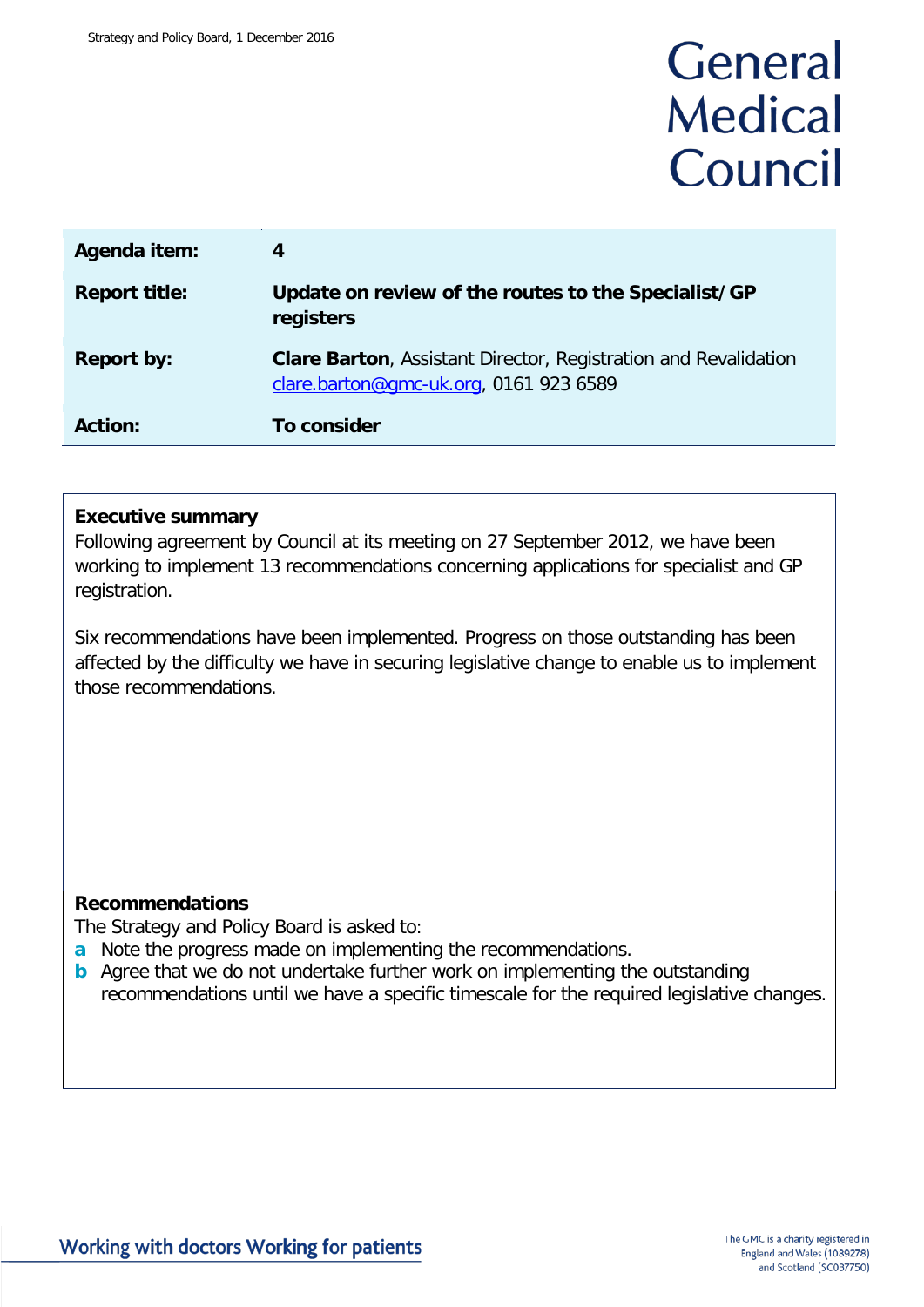# General Medical Council

| | |
|---|---|
| **Agenda item:** | **4** |
| **Report title:** | **Update on review of the routes to the Specialist/GP registers** |
| **Report by:** | **Clare Barton**, Assistant Director, Registration and Revalidation clare.barton@gmc-uk.org, 0161 923 6589 |
| **Action:** | **To consider** |

**Executive summary**

Following agreement by Council at its meeting on 27 September 2012, we have been working to implement 13 recommendations concerning applications for specialist and GP registration.

Six recommendations have been implemented. Progress on those outstanding has been affected by the difficulty we have in securing legislative change to enable us to implement those recommendations.

**Recommendations**

The Strategy and Policy Board is asked to:

- **a** Note the progress made on implementing the recommendations.
- **b** Agree that we do not undertake further work on implementing the outstanding recommendations until we have a specific timescale for the required legislative changes.

Working with doctors Working for patients

The GMC is a charity registered in England and Wales (1089278) and Scotland (SC037750)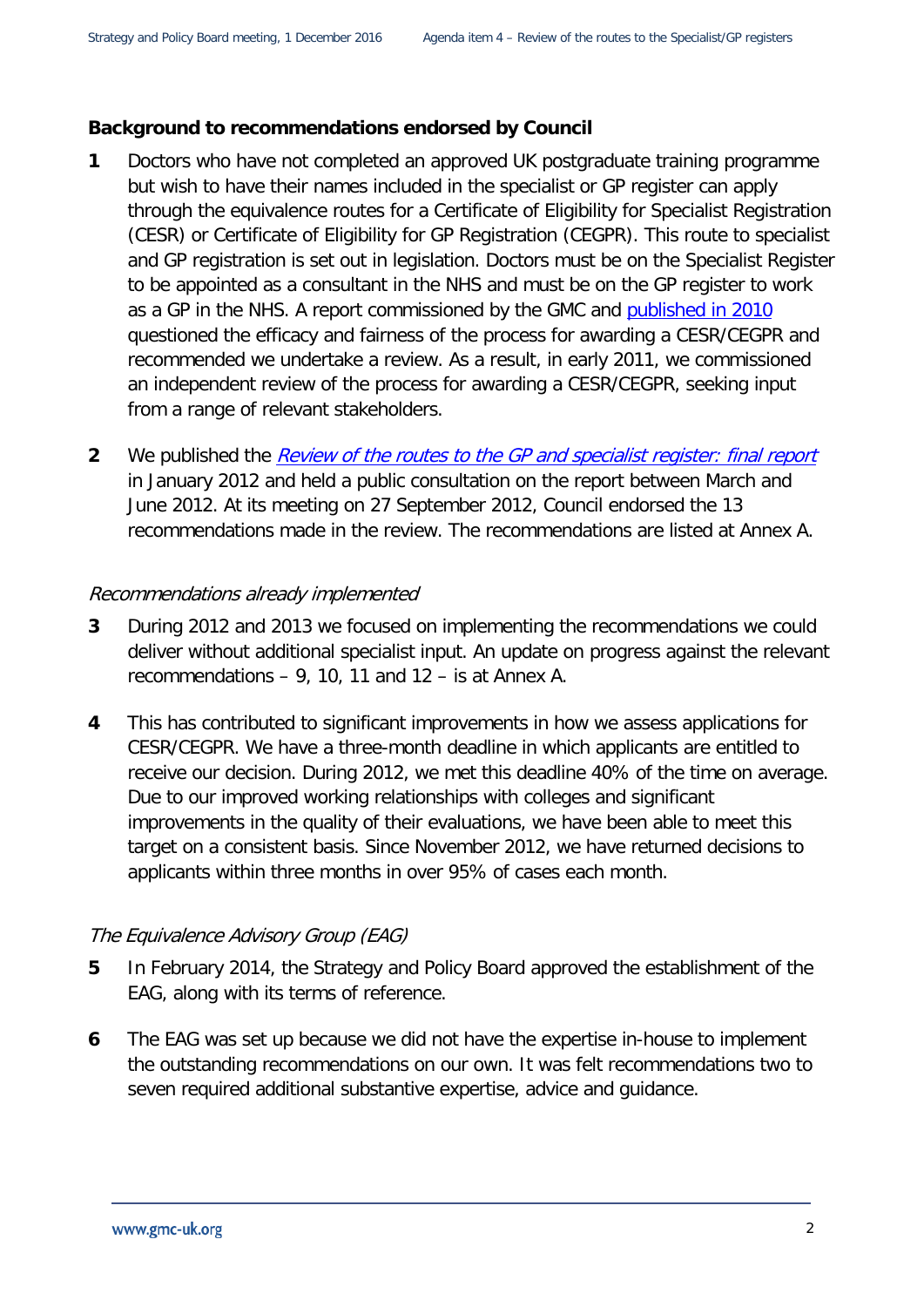**Background to recommendations endorsed by Council**

**1** Doctors who have not completed an approved UK postgraduate training programme but wish to have their names included in the specialist or GP register can apply through the equivalence routes for a Certificate of Eligibility for Specialist Registration (CESR) or Certificate of Eligibility for GP Registration (CEGPR). This route to specialist and GP registration is set out in legislation. Doctors must be on the Specialist Register to be appointed as a consultant in the NHS and must be on the GP register to work as a GP in the NHS. A report commissioned by the GMC and published in 2010 questioned the efficacy and fairness of the process for awarding a CESR/CEGPR and recommended we undertake a review. As a result, in early 2011, we commissioned an independent review of the process for awarding a CESR/CEGPR, seeking input from a range of relevant stakeholders.

**2** We published the *Review of the routes to the GP and specialist register: final report* in January 2012 and held a public consultation on the report between March and June 2012. At its meeting on 27 September 2012, Council endorsed the 13 recommendations made in the review. The recommendations are listed at Annex A.

*Recommendations already implemented*

**3** During 2012 and 2013 we focused on implementing the recommendations we could deliver without additional specialist input. An update on progress against the relevant recommendations – 9, 10, 11 and 12 – is at Annex A.

**4** This has contributed to significant improvements in how we assess applications for CESR/CEGPR. We have a three-month deadline in which applicants are entitled to receive our decision. During 2012, we met this deadline 40% of the time on average. Due to our improved working relationships with colleges and significant improvements in the quality of their evaluations, we have been able to meet this target on a consistent basis. Since November 2012, we have returned decisions to applicants within three months in over 95% of cases each month.

*The Equivalence Advisory Group (EAG)*

**5** In February 2014, the Strategy and Policy Board approved the establishment of the EAG, along with its terms of reference.

**6** The EAG was set up because we did not have the expertise in-house to implement the outstanding recommendations on our own. It was felt recommendations two to seven required additional substantive expertise, advice and guidance.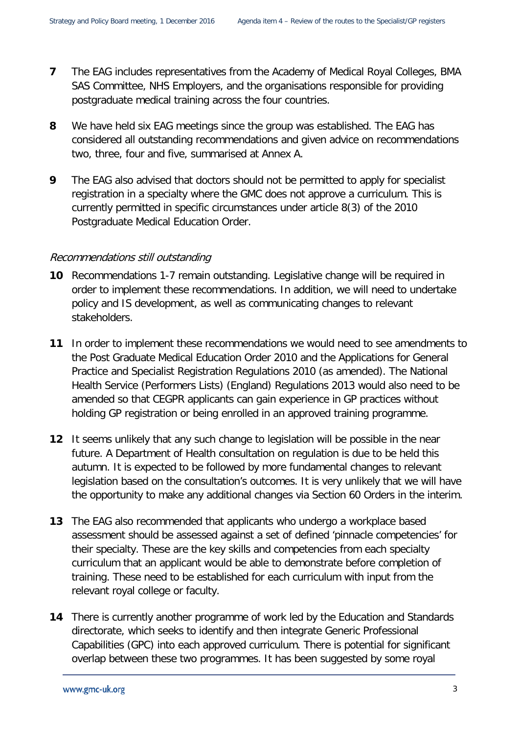**7** The EAG includes representatives from the Academy of Medical Royal Colleges, BMA SAS Committee, NHS Employers, and the organisations responsible for providing postgraduate medical training across the four countries.

**8** We have held six EAG meetings since the group was established. The EAG has considered all outstanding recommendations and given advice on recommendations two, three, four and five, summarised at Annex A.

**9** The EAG also advised that doctors should not be permitted to apply for specialist registration in a specialty where the GMC does not approve a curriculum. This is currently permitted in specific circumstances under article 8(3) of the 2010 Postgraduate Medical Education Order.

*Recommendations still outstanding*

**10** Recommendations 1-7 remain outstanding. Legislative change will be required in order to implement these recommendations. In addition, we will need to undertake policy and IS development, as well as communicating changes to relevant stakeholders.

**11** In order to implement these recommendations we would need to see amendments to the Post Graduate Medical Education Order 2010 and the Applications for General Practice and Specialist Registration Regulations 2010 (as amended). The National Health Service (Performers Lists) (England) Regulations 2013 would also need to be amended so that CEGPR applicants can gain experience in GP practices without holding GP registration or being enrolled in an approved training programme.

**12** It seems unlikely that any such change to legislation will be possible in the near future. A Department of Health consultation on regulation is due to be held this autumn. It is expected to be followed by more fundamental changes to relevant legislation based on the consultation's outcomes. It is very unlikely that we will have the opportunity to make any additional changes via Section 60 Orders in the interim.

**13** The EAG also recommended that applicants who undergo a workplace based assessment should be assessed against a set of defined 'pinnacle competencies' for their specialty. These are the key skills and competencies from each specialty curriculum that an applicant would be able to demonstrate before completion of training. These need to be established for each curriculum with input from the relevant royal college or faculty.

**14** There is currently another programme of work led by the Education and Standards directorate, which seeks to identify and then integrate Generic Professional Capabilities (GPC) into each approved curriculum. There is potential for significant overlap between these two programmes. It has been suggested by some royal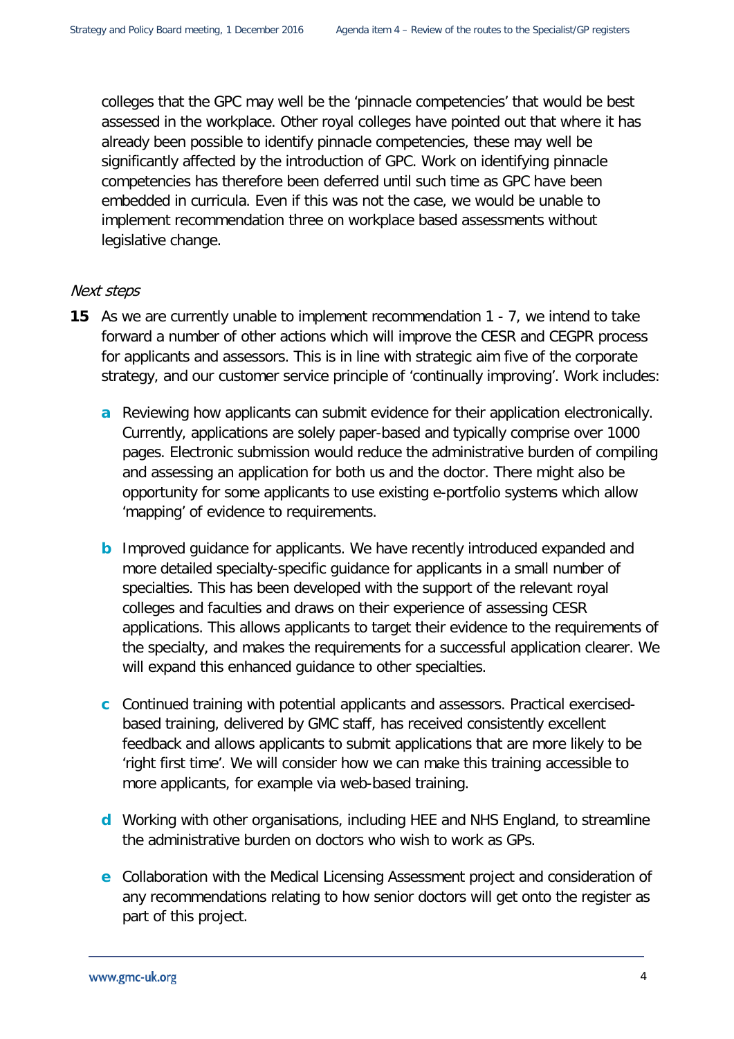colleges that the GPC may well be the 'pinnacle competencies' that would be best assessed in the workplace. Other royal colleges have pointed out that where it has already been possible to identify pinnacle competencies, these may well be significantly affected by the introduction of GPC. Work on identifying pinnacle competencies has therefore been deferred until such time as GPC have been embedded in curricula. Even if this was not the case, we would be unable to implement recommendation three on workplace based assessments without legislative change.

*Next steps*

**15** As we are currently unable to implement recommendation 1 - 7, we intend to take forward a number of other actions which will improve the CESR and CEGPR process for applicants and assessors. This is in line with strategic aim five of the corporate strategy, and our customer service principle of 'continually improving'. Work includes:

- **a** Reviewing how applicants can submit evidence for their application electronically. Currently, applications are solely paper-based and typically comprise over 1000 pages. Electronic submission would reduce the administrative burden of compiling and assessing an application for both us and the doctor. There might also be opportunity for some applicants to use existing e-portfolio systems which allow 'mapping' of evidence to requirements.

- **b** Improved guidance for applicants. We have recently introduced expanded and more detailed specialty-specific guidance for applicants in a small number of specialties. This has been developed with the support of the relevant royal colleges and faculties and draws on their experience of assessing CESR applications. This allows applicants to target their evidence to the requirements of the specialty, and makes the requirements for a successful application clearer. We will expand this enhanced guidance to other specialties.

- **c** Continued training with potential applicants and assessors. Practical exercised-based training, delivered by GMC staff, has received consistently excellent feedback and allows applicants to submit applications that are more likely to be 'right first time'. We will consider how we can make this training accessible to more applicants, for example via web-based training.

- **d** Working with other organisations, including HEE and NHS England, to streamline the administrative burden on doctors who wish to work as GPs.

- **e** Collaboration with the Medical Licensing Assessment project and consideration of any recommendations relating to how senior doctors will get onto the register as part of this project.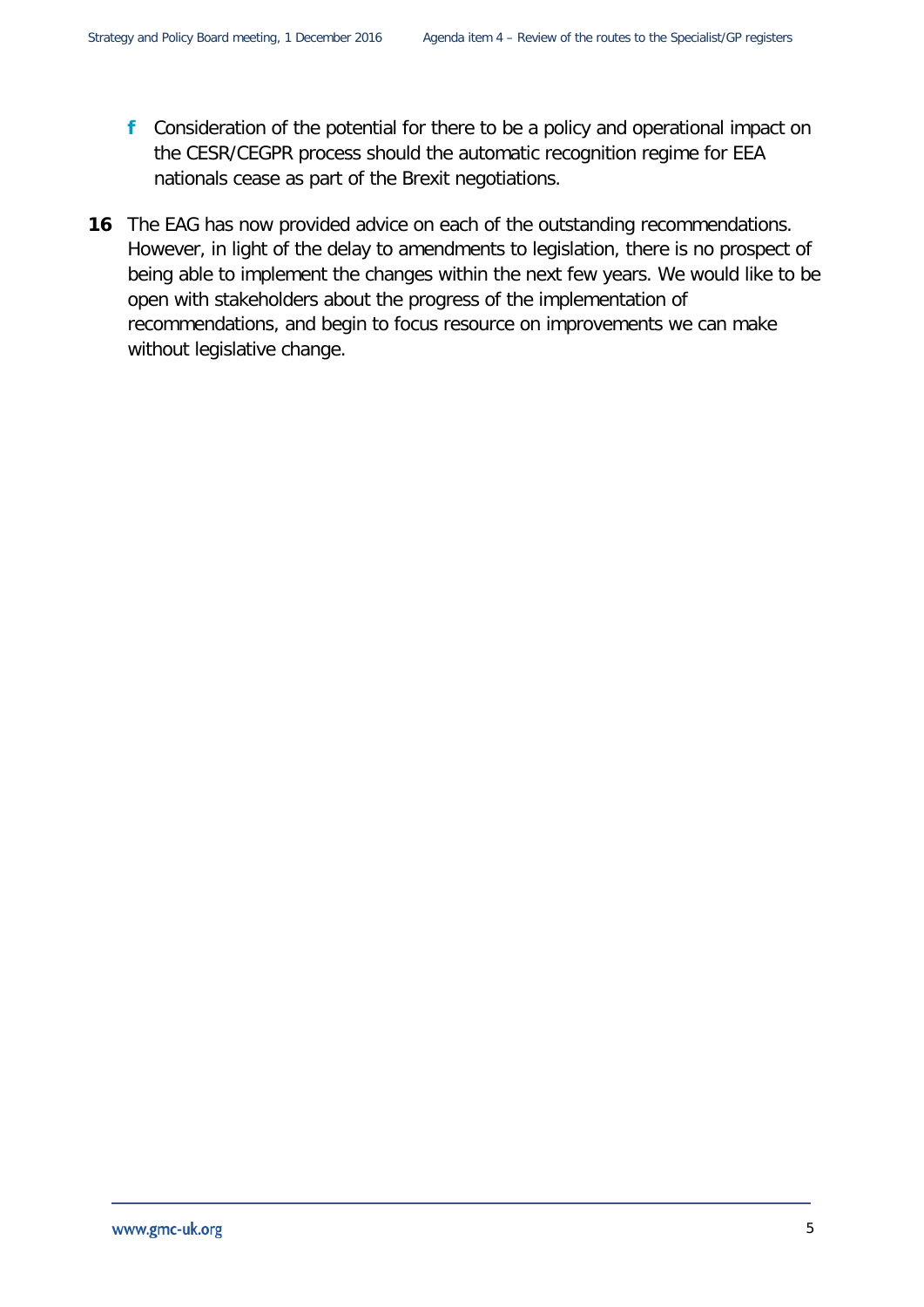f Consideration of the potential for there to be a policy and operational impact on the CESR/CEGPR process should the automatic recognition regime for EEA nationals cease as part of the Brexit negotiations.

16 The EAG has now provided advice on each of the outstanding recommendations. However, in light of the delay to amendments to legislation, there is no prospect of being able to implement the changes within the next few years. We would like to be open with stakeholders about the progress of the implementation of recommendations, and begin to focus resource on improvements we can make without legislative change.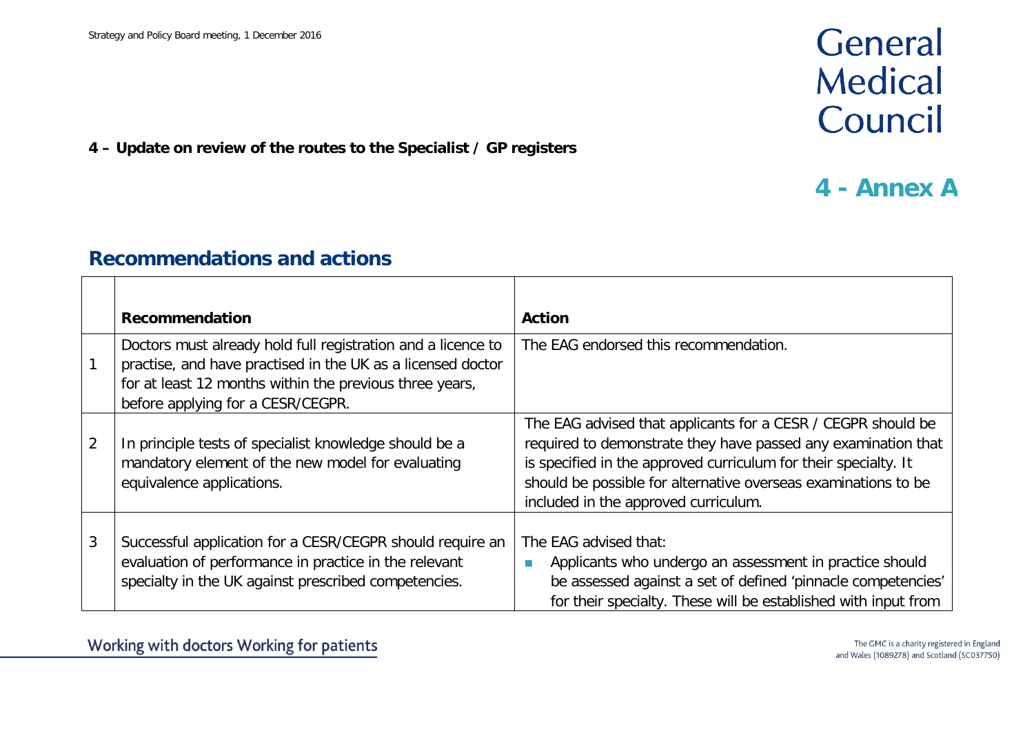**4 – Update on review of the routes to the Specialist / GP registers**

# 4 - Annex A

## Recommendations and actions

| | Recommendation | Action |
|---|---|---|
| 1 | Doctors must already hold full registration and a licence to practise, and have practised in the UK as a licensed doctor for at least 12 months within the previous three years, before applying for a CESR/CEGPR. | The EAG endorsed this recommendation. |
| 2 | In principle tests of specialist knowledge should be a mandatory element of the new model for evaluating equivalence applications. | The EAG advised that applicants for a CESR / CEGPR should be required to demonstrate they have passed any examination that is specified in the approved curriculum for their specialty. It should be possible for alternative overseas examinations to be included in the approved curriculum. |
| 3 | Successful application for a CESR/CEGPR should require an evaluation of performance in practice in the relevant specialty in the UK against prescribed competencies. | The EAG advised that: <br> - Applicants who undergo an assessment in practice should be assessed against a set of defined 'pinnacle competencies' for their specialty. These will be established with input from |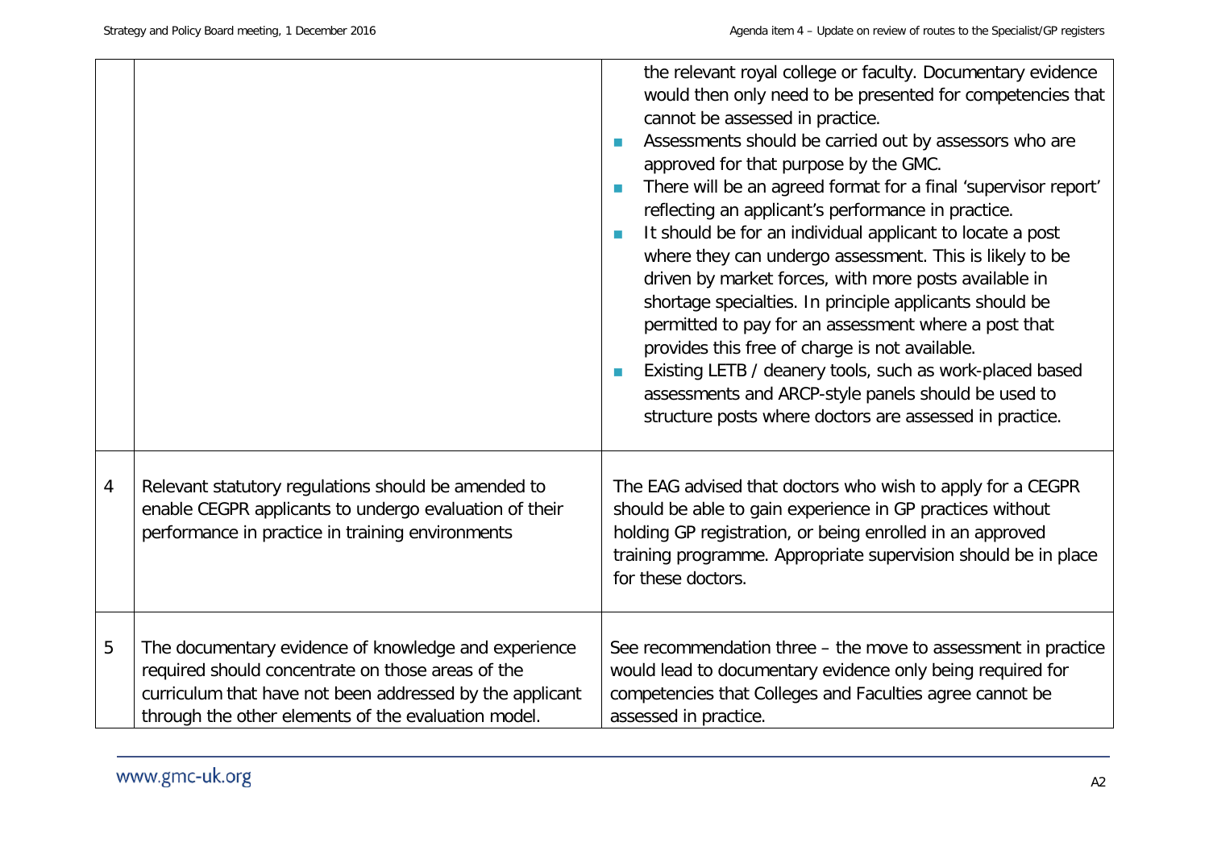| | | |
|---|---|---|
| | | the relevant royal college or faculty. Documentary evidence would then only need to be presented for competencies that cannot be assessed in practice.<br>- Assessments should be carried out by assessors who are approved for that purpose by the GMC.<br>- There will be an agreed format for a final 'supervisor report' reflecting an applicant's performance in practice.<br>- It should be for an individual applicant to locate a post where they can undergo assessment. This is likely to be driven by market forces, with more posts available in shortage specialties. In principle applicants should be permitted to pay for an assessment where a post that provides this free of charge is not available.<br>- Existing LETB / deanery tools, such as work-placed based assessments and ARCP-style panels should be used to structure posts where doctors are assessed in practice. |
| 4 | Relevant statutory regulations should be amended to enable CEGPR applicants to undergo evaluation of their performance in practice in training environments | The EAG advised that doctors who wish to apply for a CEGPR should be able to gain experience in GP practices without holding GP registration, or being enrolled in an approved training programme. Appropriate supervision should be in place for these doctors. |
| 5 | The documentary evidence of knowledge and experience required should concentrate on those areas of the curriculum that have not been addressed by the applicant through the other elements of the evaluation model. | See recommendation three – the move to assessment in practice would lead to documentary evidence only being required for competencies that Colleges and Faculties agree cannot be assessed in practice. |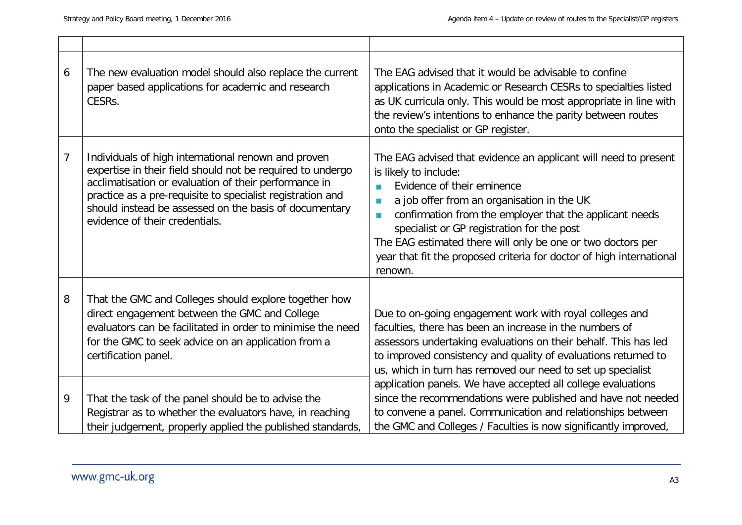| | | |
|---|---|---|
| 6 | The new evaluation model should also replace the current paper based applications for academic and research CESRs. | The EAG advised that it would be advisable to confine applications in Academic or Research CESRs to specialties listed as UK curricula only. This would be most appropriate in line with the review's intentions to enhance the parity between routes onto the specialist or GP register. |
| 7 | Individuals of high international renown and proven expertise in their field should not be required to undergo acclimatisation or evaluation of their performance in practice as a pre-requisite to specialist registration and should instead be assessed on the basis of documentary evidence of their credentials. | The EAG advised that evidence an applicant will need to present is likely to include:<br>- Evidence of their eminence<br>- a job offer from an organisation in the UK<br>- confirmation from the employer that the applicant needs specialist or GP registration for the post<br><br>The EAG estimated there will only be one or two doctors per year that fit the proposed criteria for doctor of high international renown. |
| 8 | That the GMC and Colleges should explore together how direct engagement between the GMC and College evaluators can be facilitated in order to minimise the need for the GMC to seek advice on an application from a certification panel. | Due to on-going engagement work with royal colleges and faculties, there has been an increase in the numbers of assessors undertaking evaluations on their behalf. This has led to improved consistency and quality of evaluations returned to us, which in turn has removed our need to set up specialist application panels. We have accepted all college evaluations since the recommendations were published and have not needed to convene a panel. Communication and relationships between the GMC and Colleges / Faculties is now significantly improved, |
| 9 | That the task of the panel should be to advise the Registrar as to whether the evaluators have, in reaching their judgement, properly applied the published standards, | |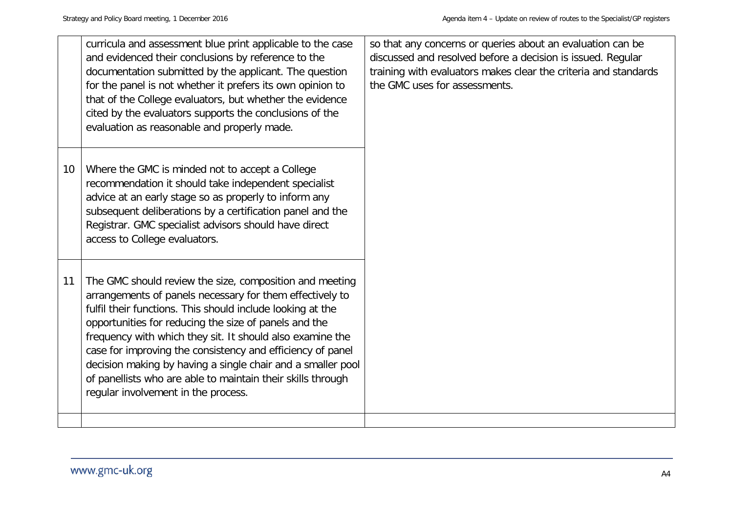| | | |
|---|---|---|
| | curricula and assessment blue print applicable to the case and evidenced their conclusions by reference to the documentation submitted by the applicant. The question for the panel is not whether it prefers its own opinion to that of the College evaluators, but whether the evidence cited by the evaluators supports the conclusions of the evaluation as reasonable and properly made. | so that any concerns or queries about an evaluation can be discussed and resolved before a decision is issued. Regular training with evaluators makes clear the criteria and standards the GMC uses for assessments. |
| 10 | Where the GMC is minded not to accept a College recommendation it should take independent specialist advice at an early stage so as properly to inform any subsequent deliberations by a certification panel and the Registrar. GMC specialist advisors should have direct access to College evaluators. | |
| 11 | The GMC should review the size, composition and meeting arrangements of panels necessary for them effectively to fulfil their functions. This should include looking at the opportunities for reducing the size of panels and the frequency with which they sit. It should also examine the case for improving the consistency and efficiency of panel decision making by having a single chair and a smaller pool of panellists who are able to maintain their skills through regular involvement in the process. | |
| | | |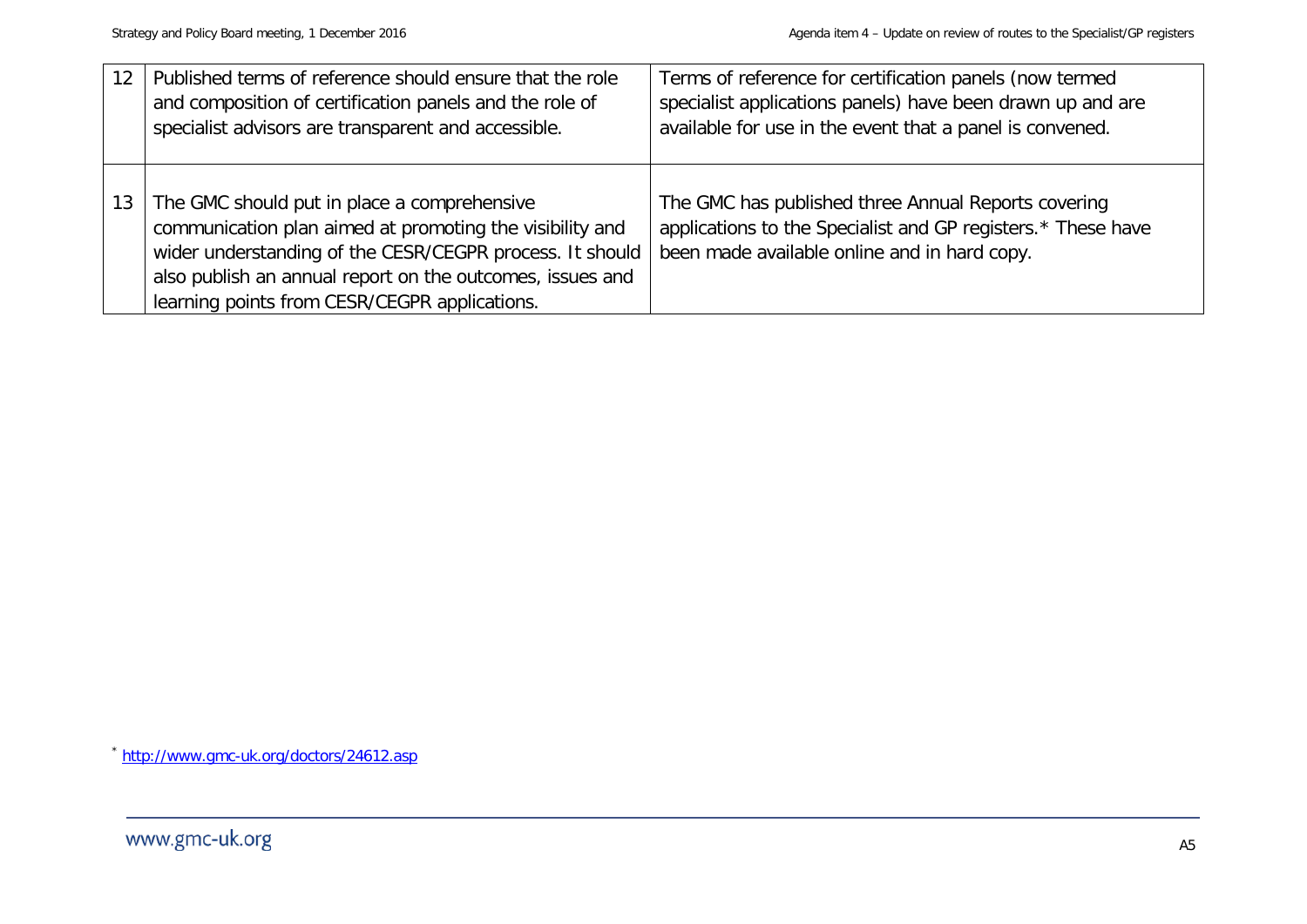| | | |
|---|---|---|
| 12 | Published terms of reference should ensure that the role and composition of certification panels and the role of specialist advisors are transparent and accessible. | Terms of reference for certification panels (now termed specialist applications panels) have been drawn up and are available for use in the event that a panel is convened. |
| 13 | The GMC should put in place a comprehensive communication plan aimed at promoting the visibility and wider understanding of the CESR/CEGPR process. It should also publish an annual report on the outcomes, issues and learning points from CESR/CEGPR applications. | The GMC has published three Annual Reports covering applications to the Specialist and GP registers.* These have been made available online and in hard copy. |

* http://www.gmc-uk.org/doctors/24612.asp